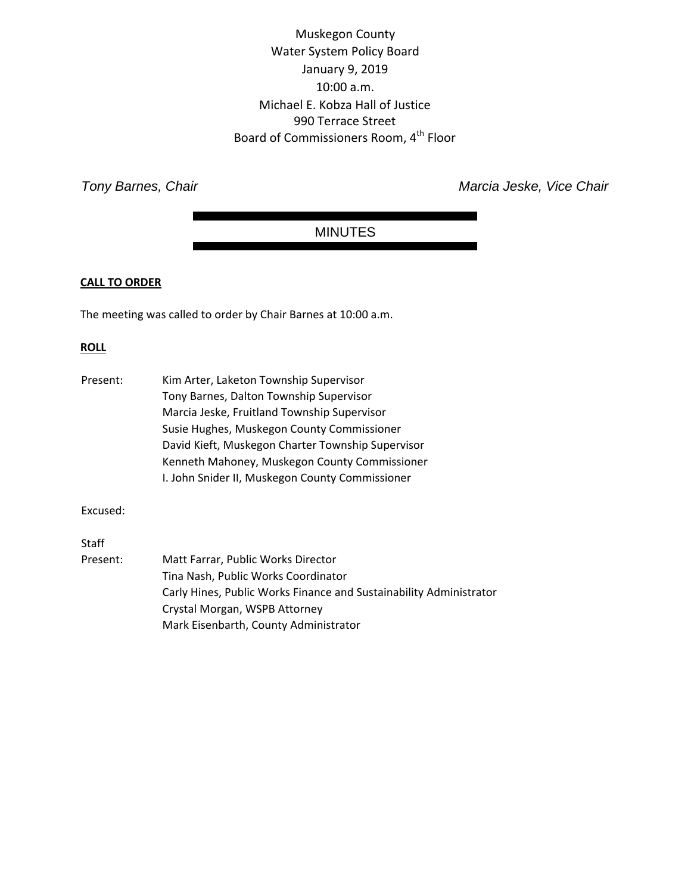Muskegon County
Water System Policy Board
January 9, 2019
10:00 a.m.
Michael E. Kobza Hall of Justice
990 Terrace Street
Board of Commissioners Room, 4th Floor

*Tony Barnes, Chair* *Marcia Jeske, Vice Chair*

# MINUTES

**CALL TO ORDER**

The meeting was called to order by Chair Barnes at 10:00 a.m.

**ROLL**

Present:
Kim Arter, Laketon Township Supervisor
Tony Barnes, Dalton Township Supervisor
Marcia Jeske, Fruitland Township Supervisor
Susie Hughes, Muskegon County Commissioner
David Kieft, Muskegon Charter Township Supervisor
Kenneth Mahoney, Muskegon County Commissioner
I. John Snider II, Muskegon County Commissioner

Excused:

Staff Present:
Matt Farrar, Public Works Director
Tina Nash, Public Works Coordinator
Carly Hines, Public Works Finance and Sustainability Administrator
Crystal Morgan, WSPB Attorney
Mark Eisenbarth, County Administrator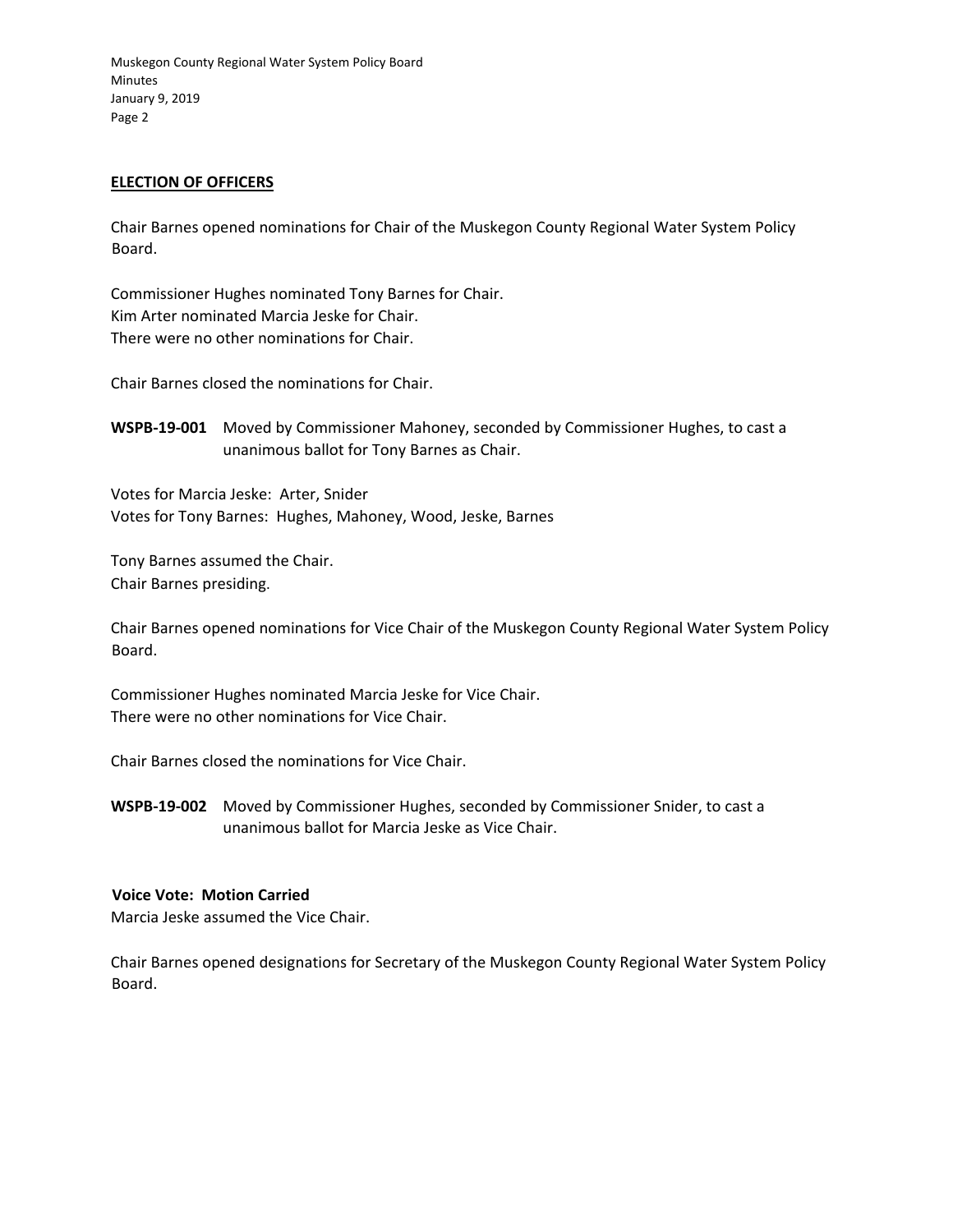## ELECTION OF OFFICERS

Chair Barnes opened nominations for Chair of the Muskegon County Regional Water System Policy Board.

Commissioner Hughes nominated Tony Barnes for Chair.
Kim Arter nominated Marcia Jeske for Chair.
There were no other nominations for Chair.

Chair Barnes closed the nominations for Chair.

**WSPB-19-001** Moved by Commissioner Mahoney, seconded by Commissioner Hughes, to cast a unanimous ballot for Tony Barnes as Chair.

Votes for Marcia Jeske: Arter, Snider
Votes for Tony Barnes: Hughes, Mahoney, Wood, Jeske, Barnes

Tony Barnes assumed the Chair.
Chair Barnes presiding.

Chair Barnes opened nominations for Vice Chair of the Muskegon County Regional Water System Policy Board.

Commissioner Hughes nominated Marcia Jeske for Vice Chair.
There were no other nominations for Vice Chair.

Chair Barnes closed the nominations for Vice Chair.

**WSPB-19-002** Moved by Commissioner Hughes, seconded by Commissioner Snider, to cast a unanimous ballot for Marcia Jeske as Vice Chair.

**Voice Vote: Motion Carried**
Marcia Jeske assumed the Vice Chair.

Chair Barnes opened designations for Secretary of the Muskegon County Regional Water System Policy Board.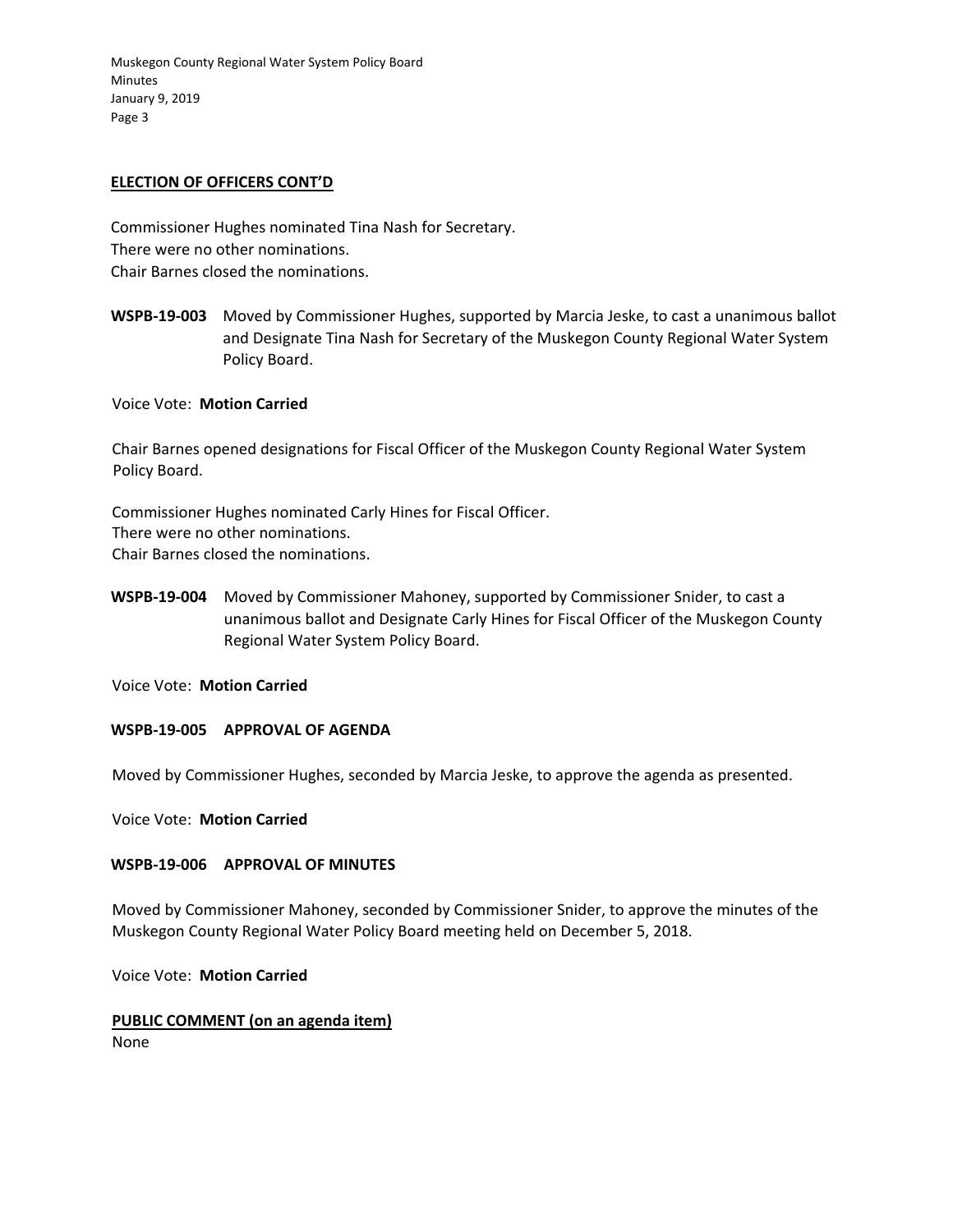## ELECTION OF OFFICERS CONT'D

Commissioner Hughes nominated Tina Nash for Secretary.
There were no other nominations.
Chair Barnes closed the nominations.

**WSPB-19-003** Moved by Commissioner Hughes, supported by Marcia Jeske, to cast a unanimous ballot and Designate Tina Nash for Secretary of the Muskegon County Regional Water System Policy Board.

Voice Vote: **Motion Carried**

Chair Barnes opened designations for Fiscal Officer of the Muskegon County Regional Water System Policy Board.

Commissioner Hughes nominated Carly Hines for Fiscal Officer.
There were no other nominations.
Chair Barnes closed the nominations.

**WSPB-19-004** Moved by Commissioner Mahoney, supported by Commissioner Snider, to cast a unanimous ballot and Designate Carly Hines for Fiscal Officer of the Muskegon County Regional Water System Policy Board.

Voice Vote: **Motion Carried**

**WSPB-19-005 APPROVAL OF AGENDA**

Moved by Commissioner Hughes, seconded by Marcia Jeske, to approve the agenda as presented.

Voice Vote: **Motion Carried**

**WSPB-19-006 APPROVAL OF MINUTES**

Moved by Commissioner Mahoney, seconded by Commissioner Snider, to approve the minutes of the Muskegon County Regional Water Policy Board meeting held on December 5, 2018.

Voice Vote: **Motion Carried**

## PUBLIC COMMENT (on an agenda item)

None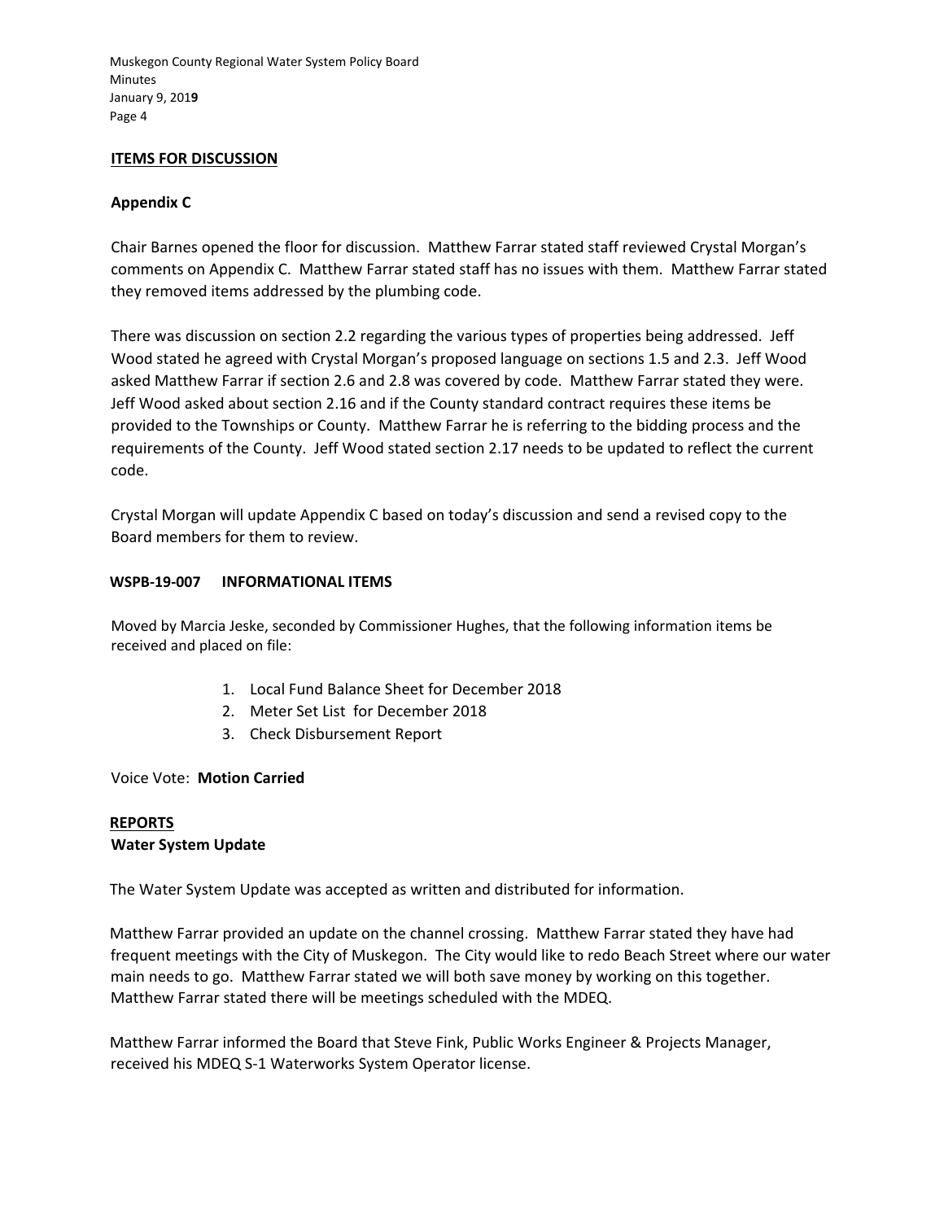## ITEMS FOR DISCUSSION

### Appendix C

Chair Barnes opened the floor for discussion. Matthew Farrar stated staff reviewed Crystal Morgan's comments on Appendix C. Matthew Farrar stated staff has no issues with them. Matthew Farrar stated they removed items addressed by the plumbing code.

There was discussion on section 2.2 regarding the various types of properties being addressed. Jeff Wood stated he agreed with Crystal Morgan's proposed language on sections 1.5 and 2.3. Jeff Wood asked Matthew Farrar if section 2.6 and 2.8 was covered by code. Matthew Farrar stated they were. Jeff Wood asked about section 2.16 and if the County standard contract requires these items be provided to the Townships or County. Matthew Farrar he is referring to the bidding process and the requirements of the County. Jeff Wood stated section 2.17 needs to be updated to reflect the current code.

Crystal Morgan will update Appendix C based on today's discussion and send a revised copy to the Board members for them to review.

### WSPB-19-007 INFORMATIONAL ITEMS

Moved by Marcia Jeske, seconded by Commissioner Hughes, that the following information items be received and placed on file:

1. Local Fund Balance Sheet for December 2018
2. Meter Set List for December 2018
3. Check Disbursement Report

Voice Vote: **Motion Carried**

## REPORTS

### Water System Update

The Water System Update was accepted as written and distributed for information.

Matthew Farrar provided an update on the channel crossing. Matthew Farrar stated they have had frequent meetings with the City of Muskegon. The City would like to redo Beach Street where our water main needs to go. Matthew Farrar stated we will both save money by working on this together. Matthew Farrar stated there will be meetings scheduled with the MDEQ.

Matthew Farrar informed the Board that Steve Fink, Public Works Engineer & Projects Manager, received his MDEQ S-1 Waterworks System Operator license.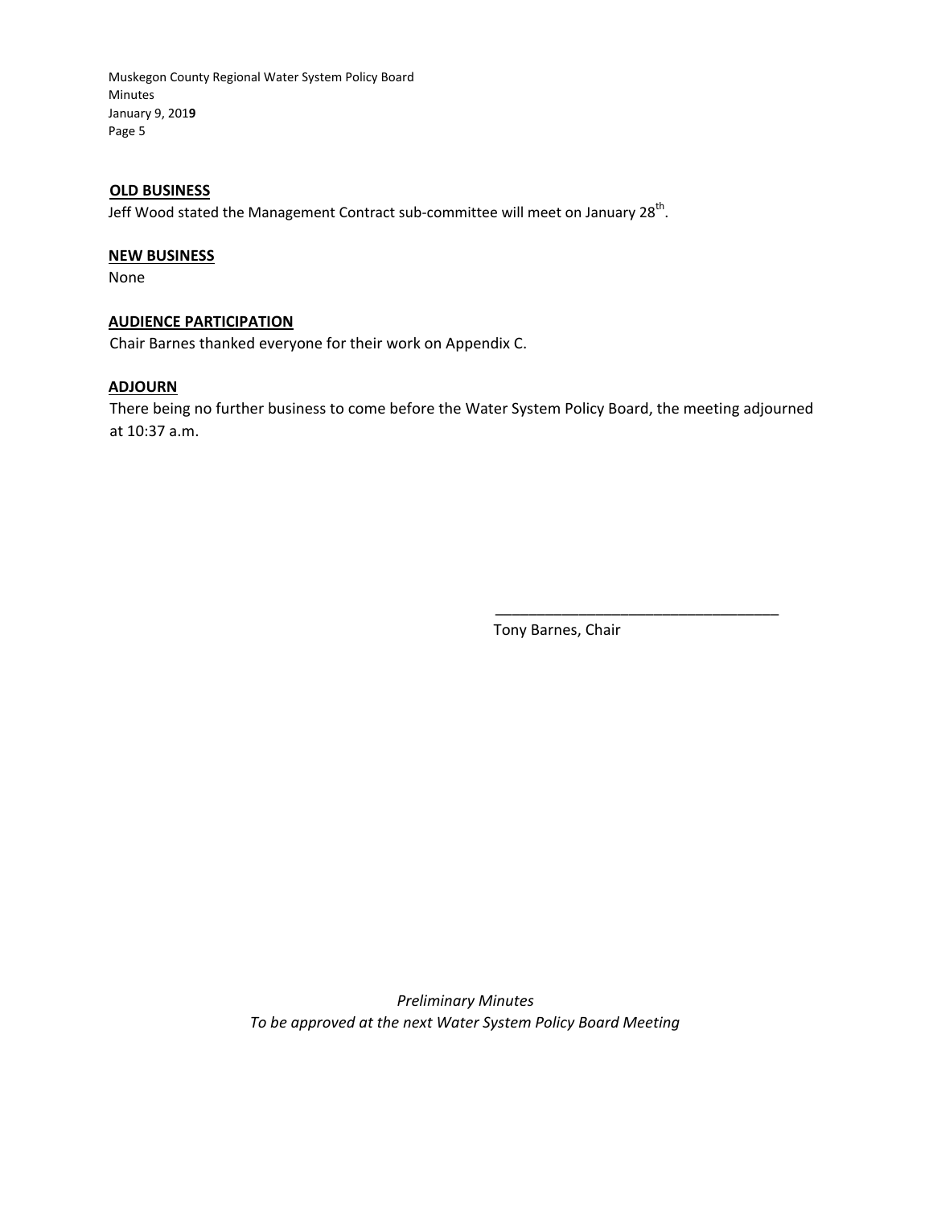**OLD BUSINESS**

Jeff Wood stated the Management Contract sub-committee will meet on January 28th.

**NEW BUSINESS**

None

**AUDIENCE PARTICIPATION**

Chair Barnes thanked everyone for their work on Appendix C.

**ADJOURN**

There being no further business to come before the Water System Policy Board, the meeting adjourned at 10:37 a.m.

\_\_\_\_\_\_\_\_\_\_\_\_\_\_\_\_\_\_\_\_\_\_\_\_\_\_\_\_\_\_\_\_\_\_\_

Tony Barnes, Chair

*Preliminary Minutes*
*To be approved at the next Water System Policy Board Meeting*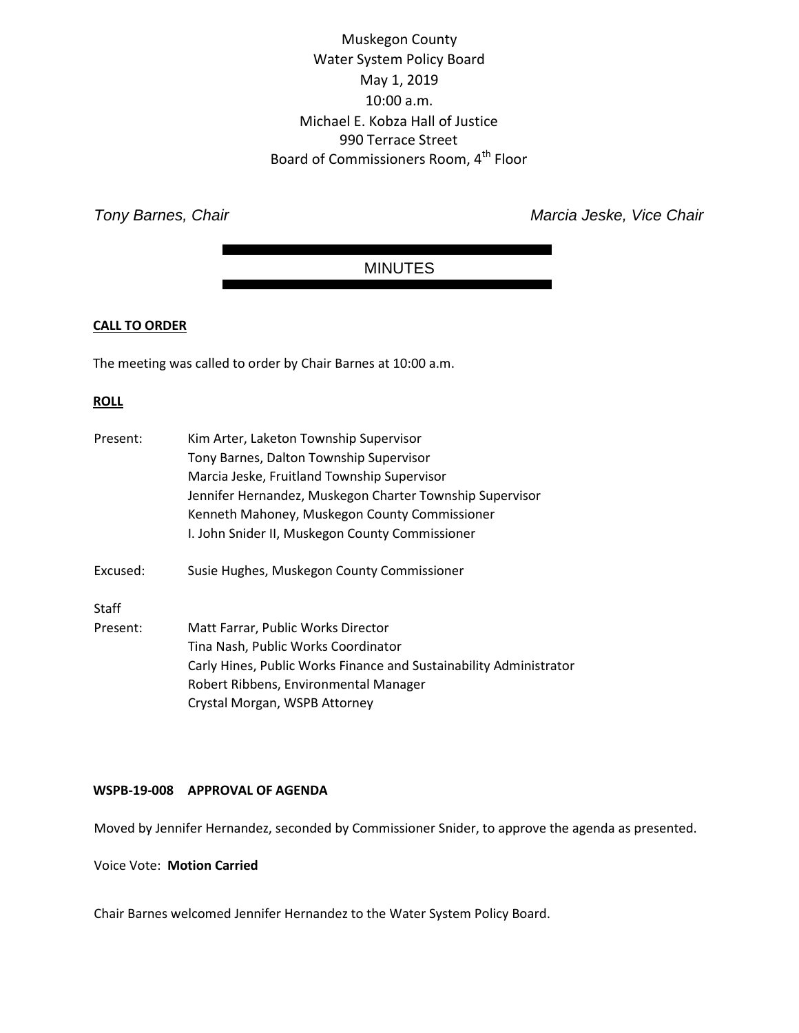Muskegon County
Water System Policy Board
May 1, 2019
10:00 a.m.
Michael E. Kobza Hall of Justice
990 Terrace Street
Board of Commissioners Room, 4th Floor

*Tony Barnes, Chair* *Marcia Jeske, Vice Chair*

## MINUTES

**CALL TO ORDER**

The meeting was called to order by Chair Barnes at 10:00 a.m.

**ROLL**

| | |
|---|---|
| Present: | Kim Arter, Laketon Township Supervisor<br>Tony Barnes, Dalton Township Supervisor<br>Marcia Jeske, Fruitland Township Supervisor<br>Jennifer Hernandez, Muskegon Charter Township Supervisor<br>Kenneth Mahoney, Muskegon County Commissioner<br>I. John Snider II, Muskegon County Commissioner |
| Excused: | Susie Hughes, Muskegon County Commissioner |
| Staff Present: | Matt Farrar, Public Works Director<br>Tina Nash, Public Works Coordinator<br>Carly Hines, Public Works Finance and Sustainability Administrator<br>Robert Ribbens, Environmental Manager<br>Crystal Morgan, WSPB Attorney |

**WSPB-19-008 APPROVAL OF AGENDA**

Moved by Jennifer Hernandez, seconded by Commissioner Snider, to approve the agenda as presented.

Voice Vote: **Motion Carried**

Chair Barnes welcomed Jennifer Hernandez to the Water System Policy Board.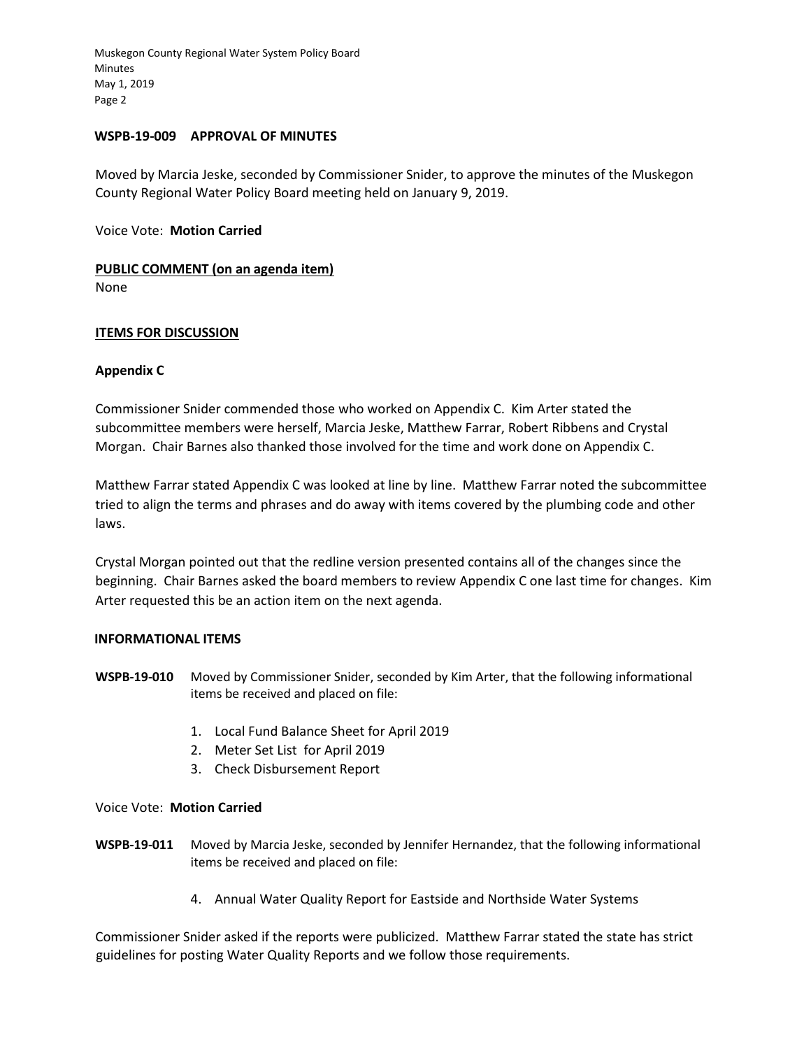**WSPB-19-009 APPROVAL OF MINUTES**

Moved by Marcia Jeske, seconded by Commissioner Snider, to approve the minutes of the Muskegon County Regional Water Policy Board meeting held on January 9, 2019.

Voice Vote: **Motion Carried**

**PUBLIC COMMENT (on an agenda item)**

None

**ITEMS FOR DISCUSSION**

**Appendix C**

Commissioner Snider commended those who worked on Appendix C. Kim Arter stated the subcommittee members were herself, Marcia Jeske, Matthew Farrar, Robert Ribbens and Crystal Morgan. Chair Barnes also thanked those involved for the time and work done on Appendix C.

Matthew Farrar stated Appendix C was looked at line by line. Matthew Farrar noted the subcommittee tried to align the terms and phrases and do away with items covered by the plumbing code and other laws.

Crystal Morgan pointed out that the redline version presented contains all of the changes since the beginning. Chair Barnes asked the board members to review Appendix C one last time for changes. Kim Arter requested this be an action item on the next agenda.

**INFORMATIONAL ITEMS**

**WSPB-19-010** Moved by Commissioner Snider, seconded by Kim Arter, that the following informational items be received and placed on file:

1. Local Fund Balance Sheet for April 2019
2. Meter Set List for April 2019
3. Check Disbursement Report

Voice Vote: **Motion Carried**

**WSPB-19-011** Moved by Marcia Jeske, seconded by Jennifer Hernandez, that the following informational items be received and placed on file:

4. Annual Water Quality Report for Eastside and Northside Water Systems

Commissioner Snider asked if the reports were publicized. Matthew Farrar stated the state has strict guidelines for posting Water Quality Reports and we follow those requirements.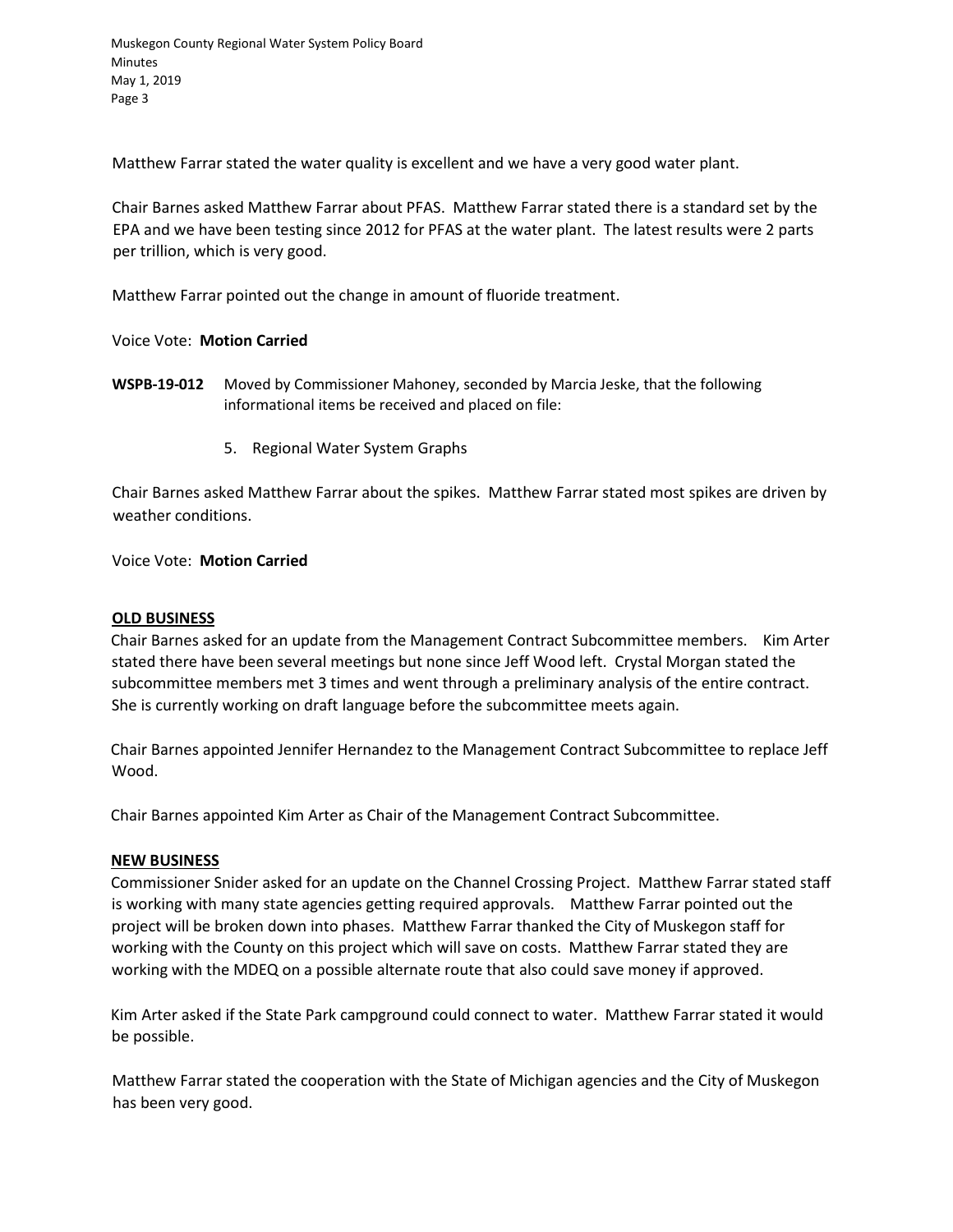Matthew Farrar stated the water quality is excellent and we have a very good water plant.

Chair Barnes asked Matthew Farrar about PFAS. Matthew Farrar stated there is a standard set by the EPA and we have been testing since 2012 for PFAS at the water plant. The latest results were 2 parts per trillion, which is very good.

Matthew Farrar pointed out the change in amount of fluoride treatment.

Voice Vote: **Motion Carried**

**WSPB-19-012** Moved by Commissioner Mahoney, seconded by Marcia Jeske, that the following informational items be received and placed on file:

5. Regional Water System Graphs

Chair Barnes asked Matthew Farrar about the spikes. Matthew Farrar stated most spikes are driven by weather conditions.

Voice Vote: **Motion Carried**

**OLD BUSINESS**

Chair Barnes asked for an update from the Management Contract Subcommittee members. Kim Arter stated there have been several meetings but none since Jeff Wood left. Crystal Morgan stated the subcommittee members met 3 times and went through a preliminary analysis of the entire contract. She is currently working on draft language before the subcommittee meets again.

Chair Barnes appointed Jennifer Hernandez to the Management Contract Subcommittee to replace Jeff Wood.

Chair Barnes appointed Kim Arter as Chair of the Management Contract Subcommittee.

**NEW BUSINESS**

Commissioner Snider asked for an update on the Channel Crossing Project. Matthew Farrar stated staff is working with many state agencies getting required approvals. Matthew Farrar pointed out the project will be broken down into phases. Matthew Farrar thanked the City of Muskegon staff for working with the County on this project which will save on costs. Matthew Farrar stated they are working with the MDEQ on a possible alternate route that also could save money if approved.

Kim Arter asked if the State Park campground could connect to water. Matthew Farrar stated it would be possible.

Matthew Farrar stated the cooperation with the State of Michigan agencies and the City of Muskegon has been very good.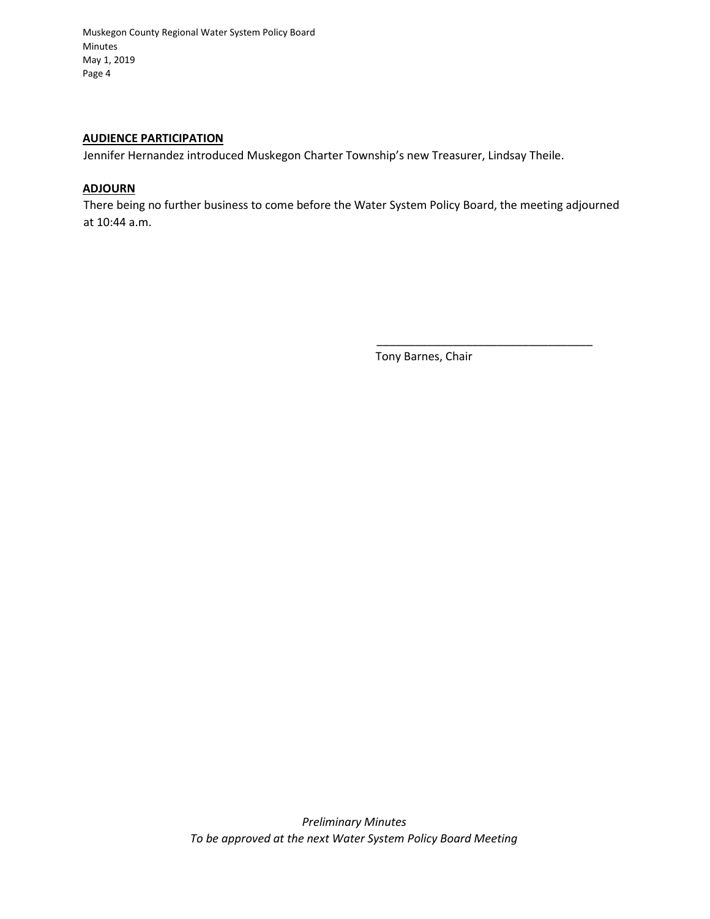**AUDIENCE PARTICIPATION**

Jennifer Hernandez introduced Muskegon Charter Township's new Treasurer, Lindsay Theile.

**ADJOURN**

There being no further business to come before the Water System Policy Board, the meeting adjourned at 10:44 a.m.

\_\_\_\_\_\_\_\_\_\_\_\_\_\_\_\_\_\_\_\_\_\_\_\_\_\_\_\_\_\_\_\_\_\_\_

Tony Barnes, Chair

*Preliminary Minutes*
*To be approved at the next Water System Policy Board Meeting*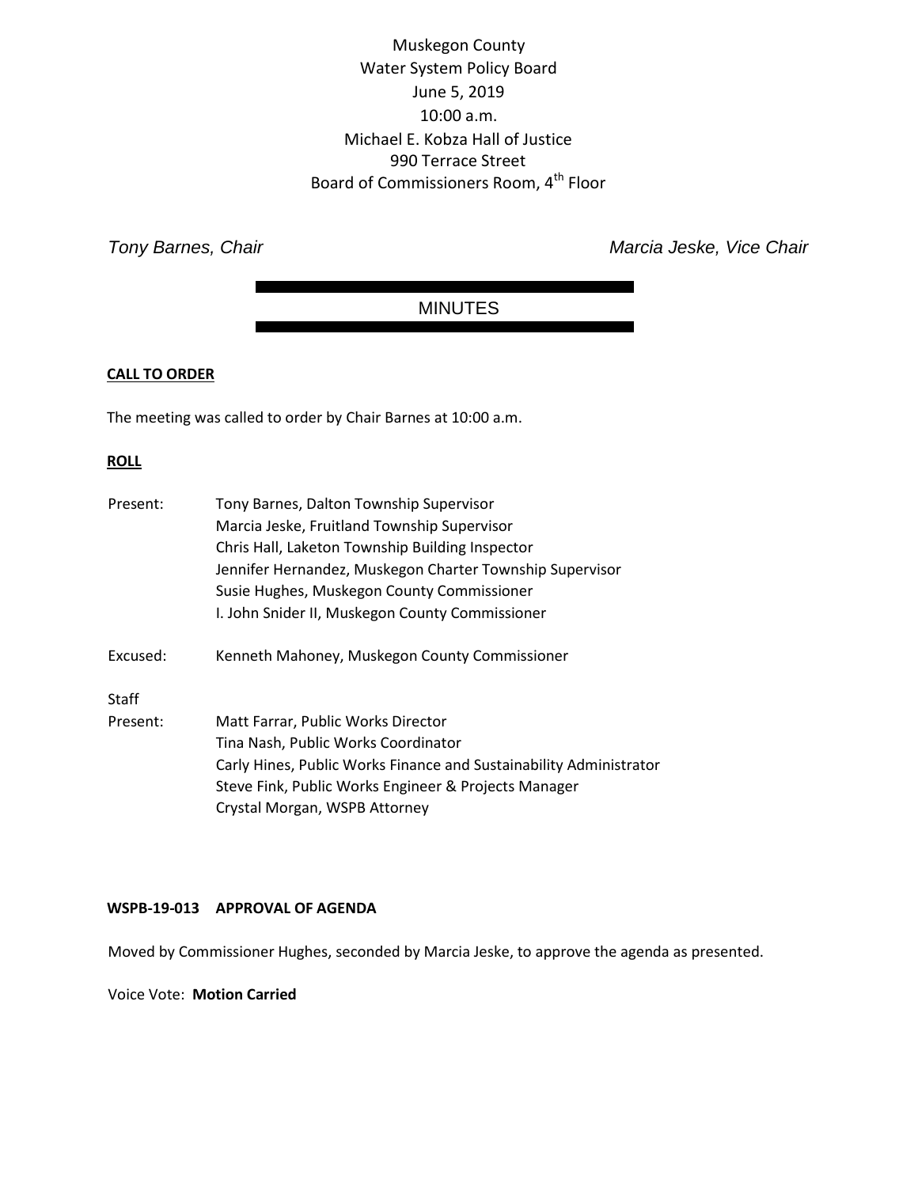Muskegon County
Water System Policy Board
June 5, 2019
10:00 a.m.
Michael E. Kobza Hall of Justice
990 Terrace Street
Board of Commissioners Room, 4th Floor

*Tony Barnes, Chair* *Marcia Jeske, Vice Chair*

# MINUTES

**CALL TO ORDER**

The meeting was called to order by Chair Barnes at 10:00 a.m.

**ROLL**

Present: Tony Barnes, Dalton Township Supervisor
Marcia Jeske, Fruitland Township Supervisor
Chris Hall, Laketon Township Building Inspector
Jennifer Hernandez, Muskegon Charter Township Supervisor
Susie Hughes, Muskegon County Commissioner
I. John Snider II, Muskegon County Commissioner

Excused: Kenneth Mahoney, Muskegon County Commissioner

Staff Present: Matt Farrar, Public Works Director
Tina Nash, Public Works Coordinator
Carly Hines, Public Works Finance and Sustainability Administrator
Steve Fink, Public Works Engineer & Projects Manager
Crystal Morgan, WSPB Attorney

**WSPB-19-013 APPROVAL OF AGENDA**

Moved by Commissioner Hughes, seconded by Marcia Jeske, to approve the agenda as presented.

Voice Vote: **Motion Carried**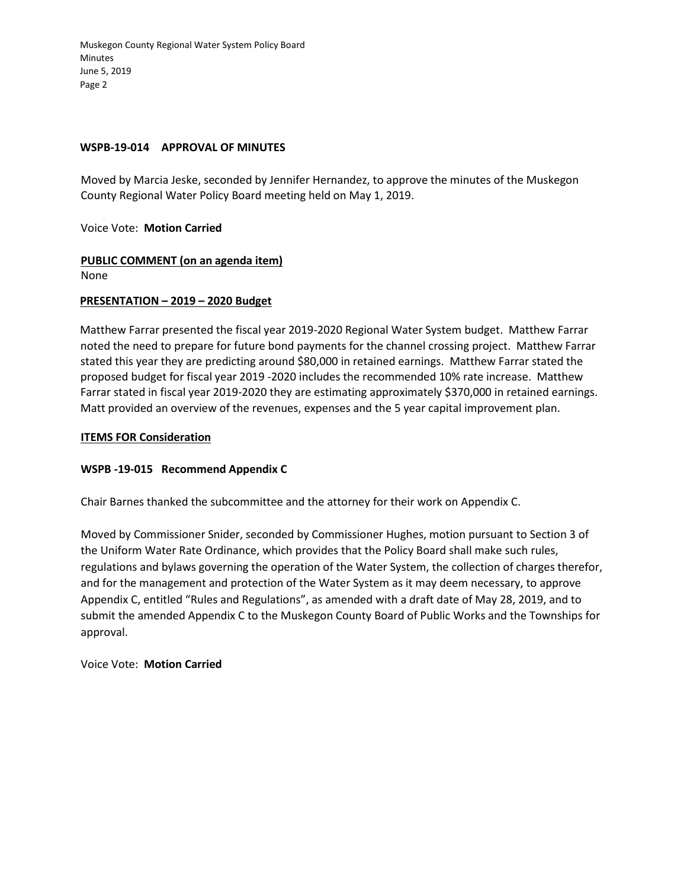**WSPB-19-014 APPROVAL OF MINUTES**

Moved by Marcia Jeske, seconded by Jennifer Hernandez, to approve the minutes of the Muskegon County Regional Water Policy Board meeting held on May 1, 2019.

Voice Vote: **Motion Carried**

**PUBLIC COMMENT (on an agenda item)**

None

**PRESENTATION – 2019 – 2020 Budget**

Matthew Farrar presented the fiscal year 2019-2020 Regional Water System budget. Matthew Farrar noted the need to prepare for future bond payments for the channel crossing project. Matthew Farrar stated this year they are predicting around $80,000 in retained earnings. Matthew Farrar stated the proposed budget for fiscal year 2019 -2020 includes the recommended 10% rate increase. Matthew Farrar stated in fiscal year 2019-2020 they are estimating approximately $370,000 in retained earnings. Matt provided an overview of the revenues, expenses and the 5 year capital improvement plan.

**ITEMS FOR Consideration**

**WSPB -19-015 Recommend Appendix C**

Chair Barnes thanked the subcommittee and the attorney for their work on Appendix C.

Moved by Commissioner Snider, seconded by Commissioner Hughes, motion pursuant to Section 3 of the Uniform Water Rate Ordinance, which provides that the Policy Board shall make such rules, regulations and bylaws governing the operation of the Water System, the collection of charges therefor, and for the management and protection of the Water System as it may deem necessary, to approve Appendix C, entitled "Rules and Regulations", as amended with a draft date of May 28, 2019, and to submit the amended Appendix C to the Muskegon County Board of Public Works and the Townships for approval.

Voice Vote: **Motion Carried**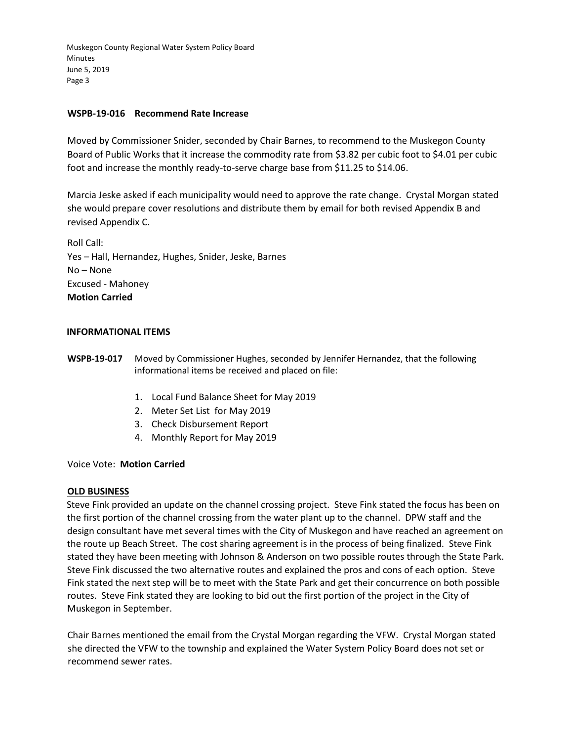**WSPB-19-016 Recommend Rate Increase**

Moved by Commissioner Snider, seconded by Chair Barnes, to recommend to the Muskegon County Board of Public Works that it increase the commodity rate from $3.82 per cubic foot to $4.01 per cubic foot and increase the monthly ready-to-serve charge base from $11.25 to $14.06.

Marcia Jeske asked if each municipality would need to approve the rate change. Crystal Morgan stated she would prepare cover resolutions and distribute them by email for both revised Appendix B and revised Appendix C.

Roll Call:
Yes – Hall, Hernandez, Hughes, Snider, Jeske, Barnes
No – None
Excused - Mahoney
**Motion Carried**

**INFORMATIONAL ITEMS**

**WSPB-19-017** Moved by Commissioner Hughes, seconded by Jennifer Hernandez, that the following informational items be received and placed on file:

1. Local Fund Balance Sheet for May 2019
2. Meter Set List for May 2019
3. Check Disbursement Report
4. Monthly Report for May 2019

Voice Vote: **Motion Carried**

**OLD BUSINESS**

Steve Fink provided an update on the channel crossing project. Steve Fink stated the focus has been on the first portion of the channel crossing from the water plant up to the channel. DPW staff and the design consultant have met several times with the City of Muskegon and have reached an agreement on the route up Beach Street. The cost sharing agreement is in the process of being finalized. Steve Fink stated they have been meeting with Johnson & Anderson on two possible routes through the State Park. Steve Fink discussed the two alternative routes and explained the pros and cons of each option. Steve Fink stated the next step will be to meet with the State Park and get their concurrence on both possible routes. Steve Fink stated they are looking to bid out the first portion of the project in the City of Muskegon in September.

Chair Barnes mentioned the email from the Crystal Morgan regarding the VFW. Crystal Morgan stated she directed the VFW to the township and explained the Water System Policy Board does not set or recommend sewer rates.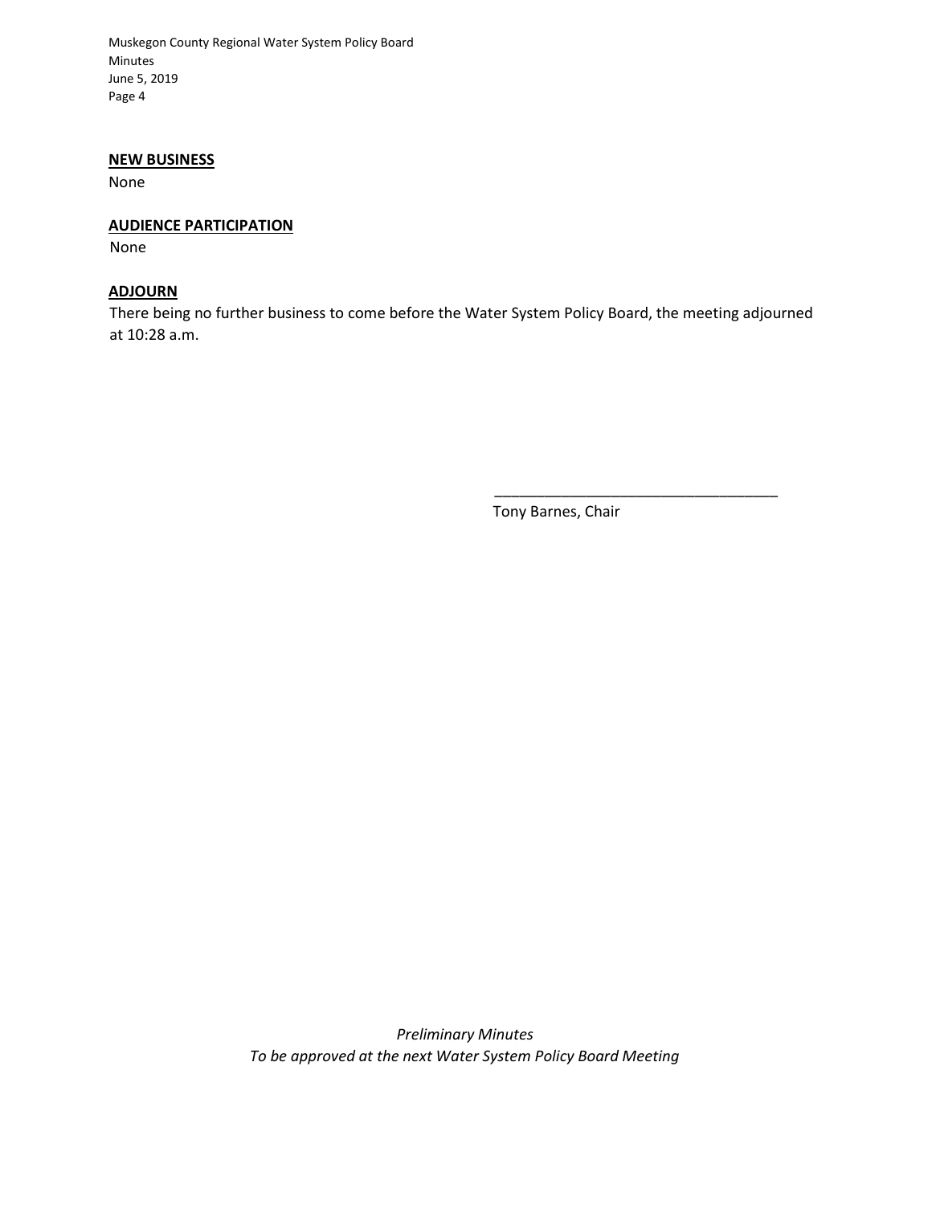**NEW BUSINESS**

None

**AUDIENCE PARTICIPATION**

None

**ADJOURN**

There being no further business to come before the Water System Policy Board, the meeting adjourned at 10:28 a.m.

\_\_\_\_\_\_\_\_\_\_\_\_\_\_\_\_\_\_\_\_\_\_\_\_\_\_\_\_\_\_\_\_\_\_

Tony Barnes, Chair

*Preliminary Minutes*
*To be approved at the next Water System Policy Board Meeting*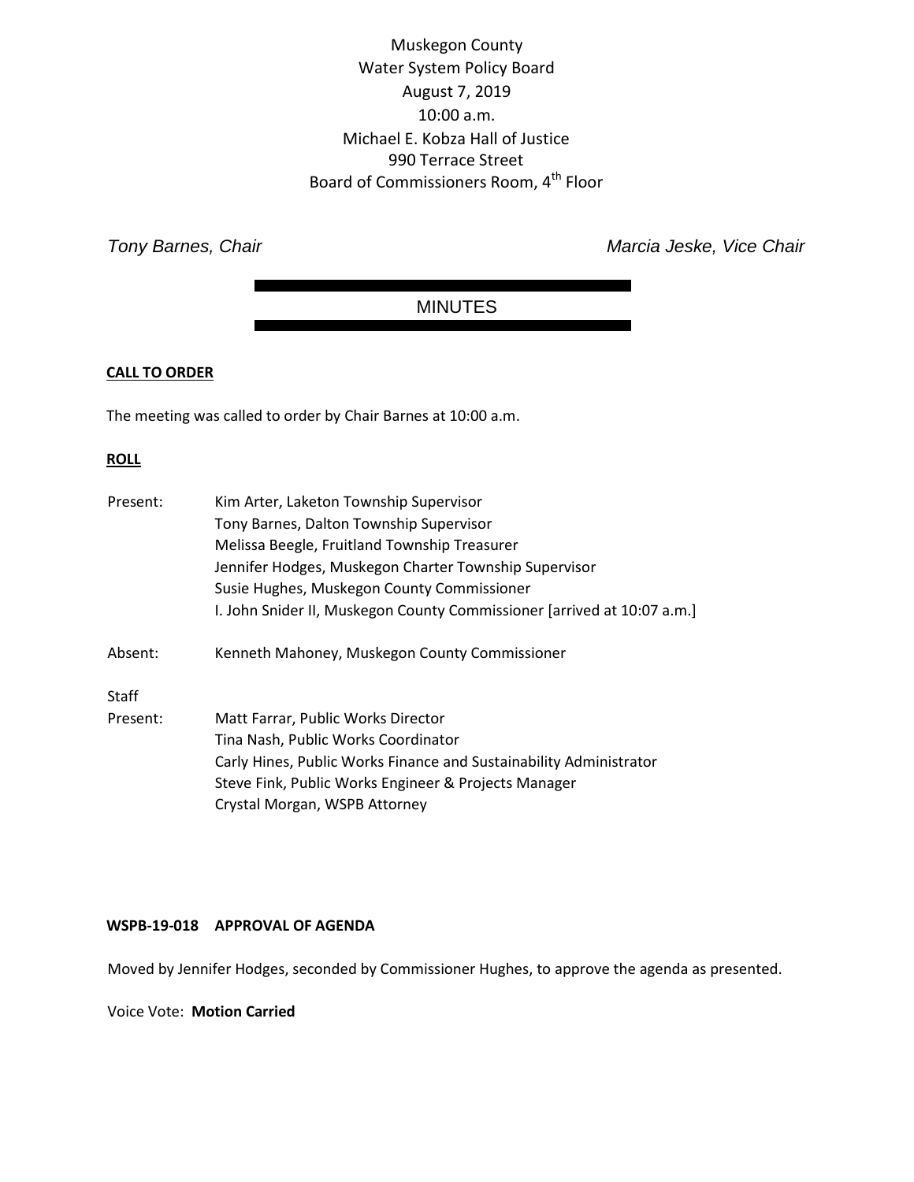Muskegon County
Water System Policy Board
August 7, 2019
10:00 a.m.
Michael E. Kobza Hall of Justice
990 Terrace Street
Board of Commissioners Room, 4th Floor

*Tony Barnes, Chair* *Marcia Jeske, Vice Chair*

# MINUTES

**CALL TO ORDER**

The meeting was called to order by Chair Barnes at 10:00 a.m.

**ROLL**

Present: Kim Arter, Laketon Township Supervisor
Tony Barnes, Dalton Township Supervisor
Melissa Beegle, Fruitland Township Treasurer
Jennifer Hodges, Muskegon Charter Township Supervisor
Susie Hughes, Muskegon County Commissioner
I. John Snider II, Muskegon County Commissioner [arrived at 10:07 a.m.]

Absent: Kenneth Mahoney, Muskegon County Commissioner

Staff Present: Matt Farrar, Public Works Director
Tina Nash, Public Works Coordinator
Carly Hines, Public Works Finance and Sustainability Administrator
Steve Fink, Public Works Engineer & Projects Manager
Crystal Morgan, WSPB Attorney

**WSPB-19-018 APPROVAL OF AGENDA**

Moved by Jennifer Hodges, seconded by Commissioner Hughes, to approve the agenda as presented.

Voice Vote: **Motion Carried**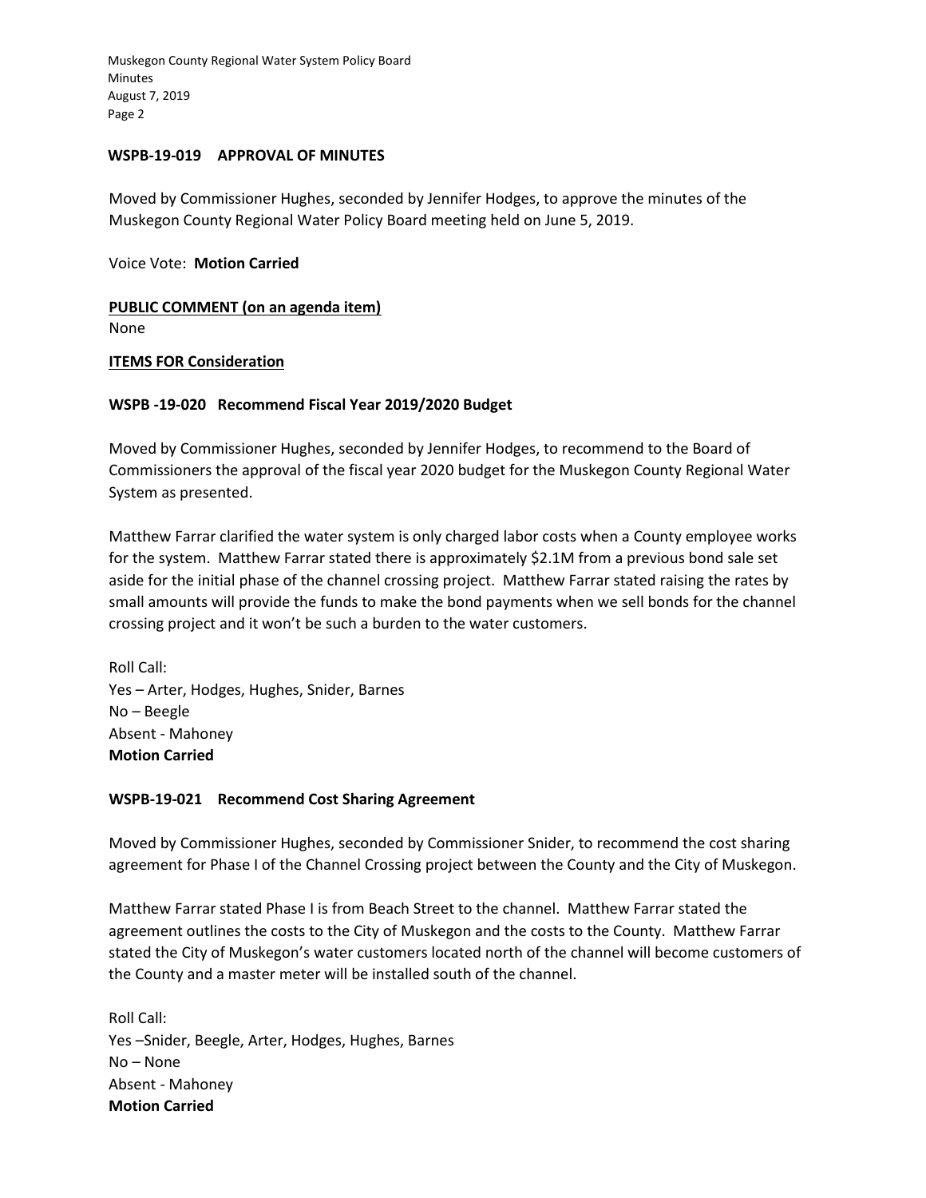**WSPB-19-019 APPROVAL OF MINUTES**

Moved by Commissioner Hughes, seconded by Jennifer Hodges, to approve the minutes of the Muskegon County Regional Water Policy Board meeting held on June 5, 2019.

Voice Vote: **Motion Carried**

**PUBLIC COMMENT (on an agenda item)**

None

**ITEMS FOR Consideration**

**WSPB -19-020 Recommend Fiscal Year 2019/2020 Budget**

Moved by Commissioner Hughes, seconded by Jennifer Hodges, to recommend to the Board of Commissioners the approval of the fiscal year 2020 budget for the Muskegon County Regional Water System as presented.

Matthew Farrar clarified the water system is only charged labor costs when a County employee works for the system. Matthew Farrar stated there is approximately $2.1M from a previous bond sale set aside for the initial phase of the channel crossing project. Matthew Farrar stated raising the rates by small amounts will provide the funds to make the bond payments when we sell bonds for the channel crossing project and it won't be such a burden to the water customers.

Roll Call:
Yes – Arter, Hodges, Hughes, Snider, Barnes
No – Beegle
Absent - Mahoney
**Motion Carried**

**WSPB-19-021 Recommend Cost Sharing Agreement**

Moved by Commissioner Hughes, seconded by Commissioner Snider, to recommend the cost sharing agreement for Phase I of the Channel Crossing project between the County and the City of Muskegon.

Matthew Farrar stated Phase I is from Beach Street to the channel. Matthew Farrar stated the agreement outlines the costs to the City of Muskegon and the costs to the County. Matthew Farrar stated the City of Muskegon's water customers located north of the channel will become customers of the County and a master meter will be installed south of the channel.

Roll Call:
Yes –Snider, Beegle, Arter, Hodges, Hughes, Barnes
No – None
Absent - Mahoney
**Motion Carried**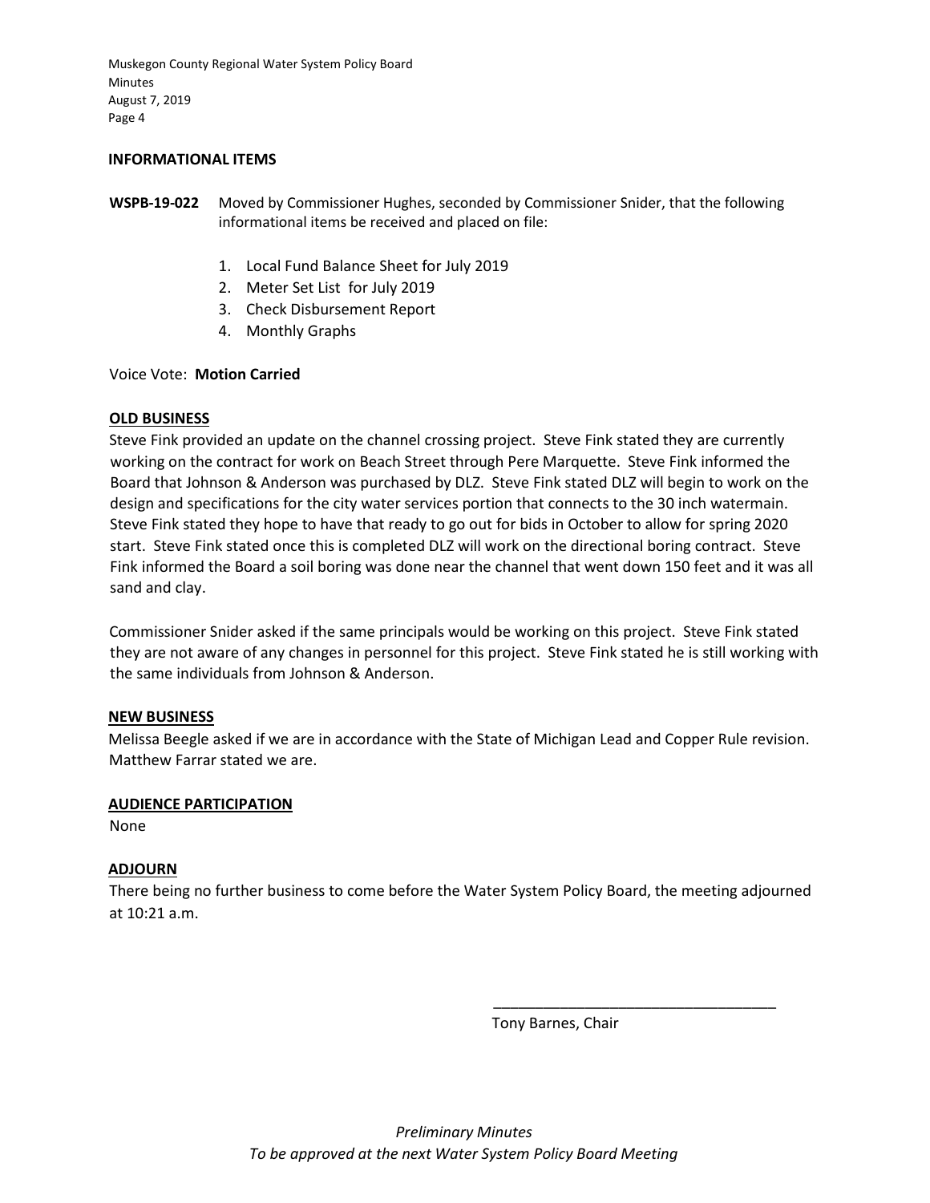## INFORMATIONAL ITEMS

**WSPB-19-022** Moved by Commissioner Hughes, seconded by Commissioner Snider, that the following informational items be received and placed on file:

1. Local Fund Balance Sheet for July 2019
2. Meter Set List for July 2019
3. Check Disbursement Report
4. Monthly Graphs

Voice Vote: **Motion Carried**

## OLD BUSINESS

Steve Fink provided an update on the channel crossing project. Steve Fink stated they are currently working on the contract for work on Beach Street through Pere Marquette. Steve Fink informed the Board that Johnson & Anderson was purchased by DLZ. Steve Fink stated DLZ will begin to work on the design and specifications for the city water services portion that connects to the 30 inch watermain. Steve Fink stated they hope to have that ready to go out for bids in October to allow for spring 2020 start. Steve Fink stated once this is completed DLZ will work on the directional boring contract. Steve Fink informed the Board a soil boring was done near the channel that went down 150 feet and it was all sand and clay.

Commissioner Snider asked if the same principals would be working on this project. Steve Fink stated they are not aware of any changes in personnel for this project. Steve Fink stated he is still working with the same individuals from Johnson & Anderson.

## NEW BUSINESS

Melissa Beegle asked if we are in accordance with the State of Michigan Lead and Copper Rule revision. Matthew Farrar stated we are.

## AUDIENCE PARTICIPATION

None

## ADJOURN

There being no further business to come before the Water System Policy Board, the meeting adjourned at 10:21 a.m.

\_\_\_\_\_\_\_\_\_\_\_\_\_\_\_\_\_\_\_\_\_\_\_\_\_\_\_\_\_\_\_\_\_\_\_

Tony Barnes, Chair

*Preliminary Minutes*
*To be approved at the next Water System Policy Board Meeting*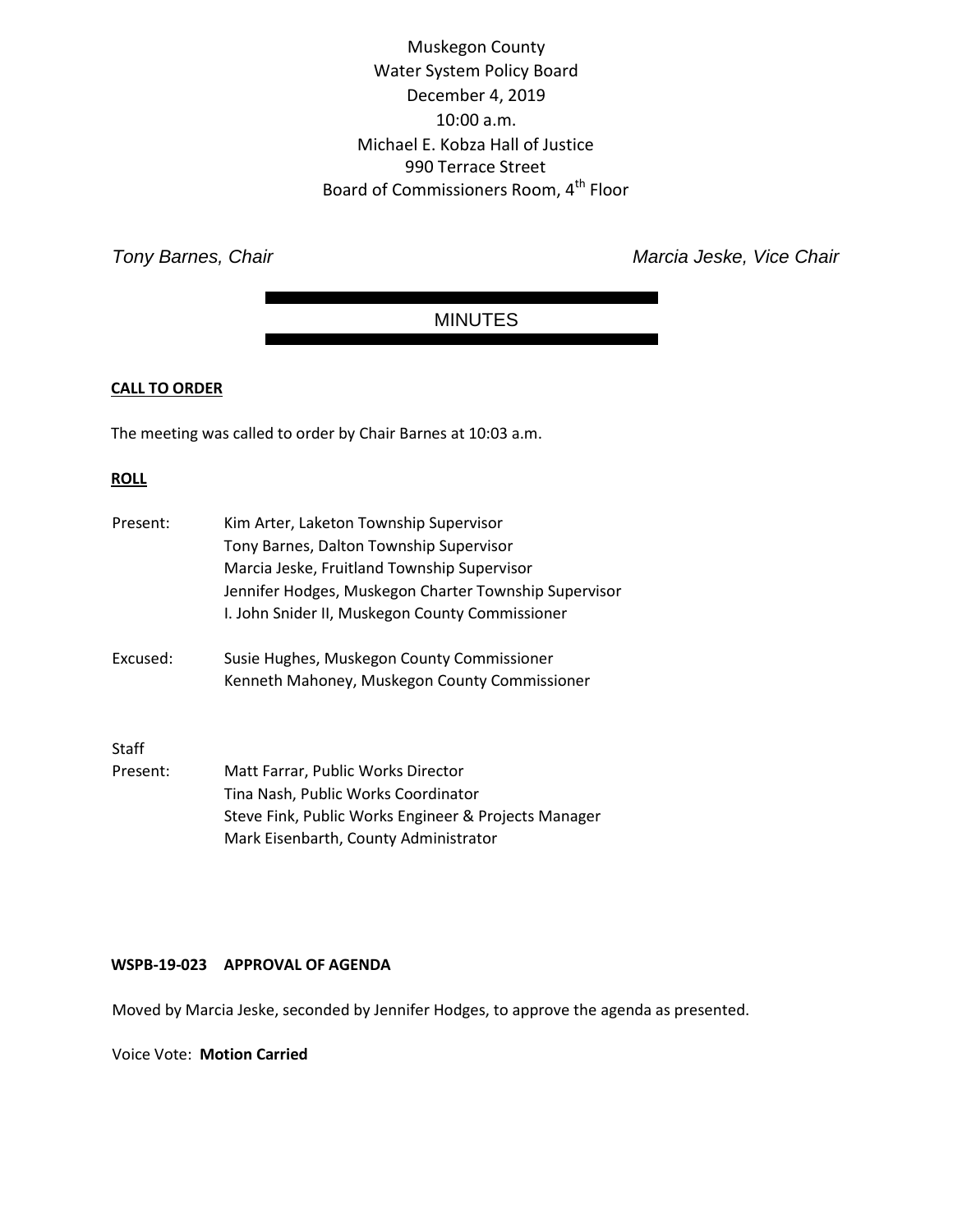Muskegon County
Water System Policy Board
December 4, 2019
10:00 a.m.
Michael E. Kobza Hall of Justice
990 Terrace Street
Board of Commissioners Room, 4th Floor

*Tony Barnes, Chair* *Marcia Jeske, Vice Chair*

## MINUTES

**CALL TO ORDER**

The meeting was called to order by Chair Barnes at 10:03 a.m.

**ROLL**

Present: Kim Arter, Laketon Township Supervisor
Tony Barnes, Dalton Township Supervisor
Marcia Jeske, Fruitland Township Supervisor
Jennifer Hodges, Muskegon Charter Township Supervisor
I. John Snider II, Muskegon County Commissioner

Excused: Susie Hughes, Muskegon County Commissioner
Kenneth Mahoney, Muskegon County Commissioner

Staff
Present: Matt Farrar, Public Works Director
Tina Nash, Public Works Coordinator
Steve Fink, Public Works Engineer & Projects Manager
Mark Eisenbarth, County Administrator

**WSPB-19-023 APPROVAL OF AGENDA**

Moved by Marcia Jeske, seconded by Jennifer Hodges, to approve the agenda as presented.

Voice Vote: **Motion Carried**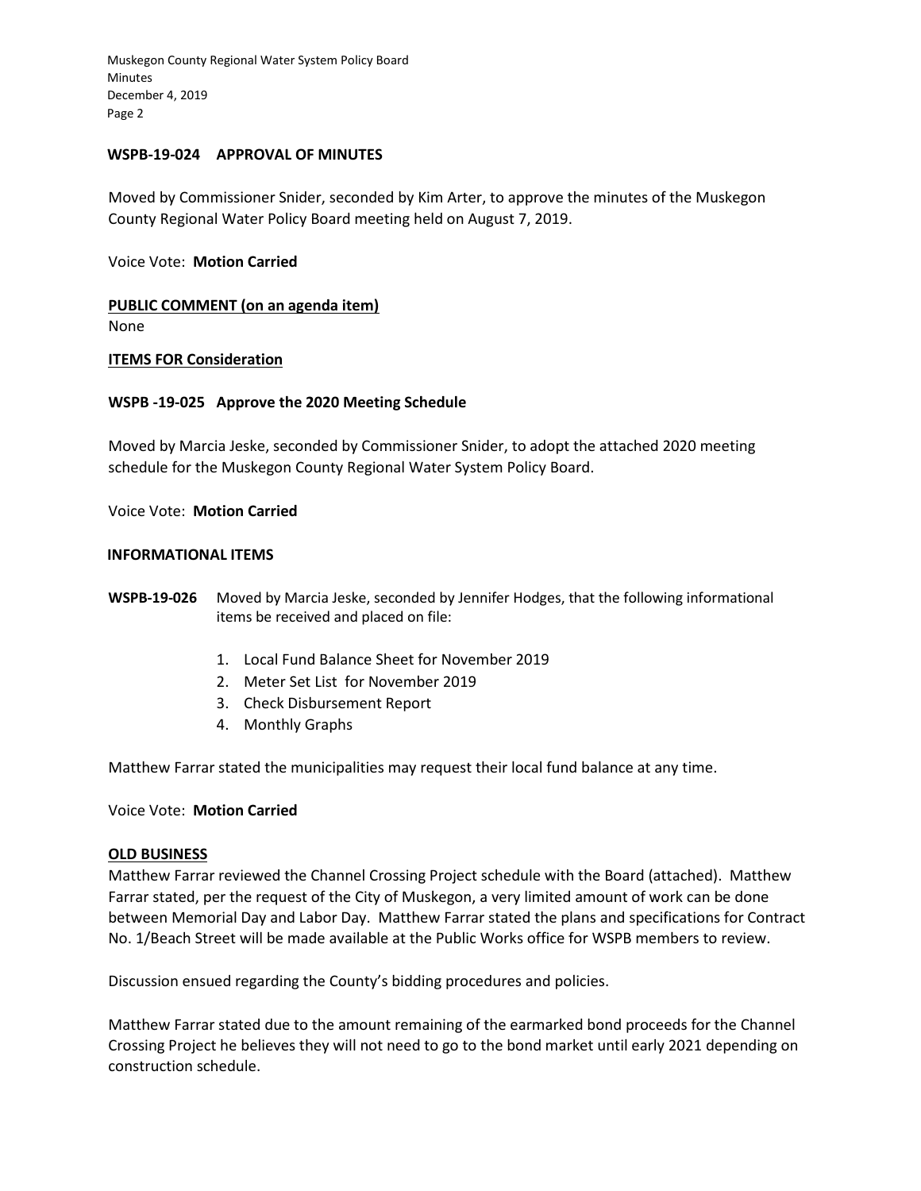**WSPB-19-024 APPROVAL OF MINUTES**

Moved by Commissioner Snider, seconded by Kim Arter, to approve the minutes of the Muskegon County Regional Water Policy Board meeting held on August 7, 2019.

Voice Vote: **Motion Carried**

**PUBLIC COMMENT (on an agenda item)**
None

**ITEMS FOR Consideration**

**WSPB -19-025 Approve the 2020 Meeting Schedule**

Moved by Marcia Jeske, seconded by Commissioner Snider, to adopt the attached 2020 meeting schedule for the Muskegon County Regional Water System Policy Board.

Voice Vote: **Motion Carried**

**INFORMATIONAL ITEMS**

**WSPB-19-026** Moved by Marcia Jeske, seconded by Jennifer Hodges, that the following informational items be received and placed on file:

1. Local Fund Balance Sheet for November 2019
2. Meter Set List for November 2019
3. Check Disbursement Report
4. Monthly Graphs

Matthew Farrar stated the municipalities may request their local fund balance at any time.

Voice Vote: **Motion Carried**

**OLD BUSINESS**

Matthew Farrar reviewed the Channel Crossing Project schedule with the Board (attached). Matthew Farrar stated, per the request of the City of Muskegon, a very limited amount of work can be done between Memorial Day and Labor Day. Matthew Farrar stated the plans and specifications for Contract No. 1/Beach Street will be made available at the Public Works office for WSPB members to review.

Discussion ensued regarding the County's bidding procedures and policies.

Matthew Farrar stated due to the amount remaining of the earmarked bond proceeds for the Channel Crossing Project he believes they will not need to go to the bond market until early 2021 depending on construction schedule.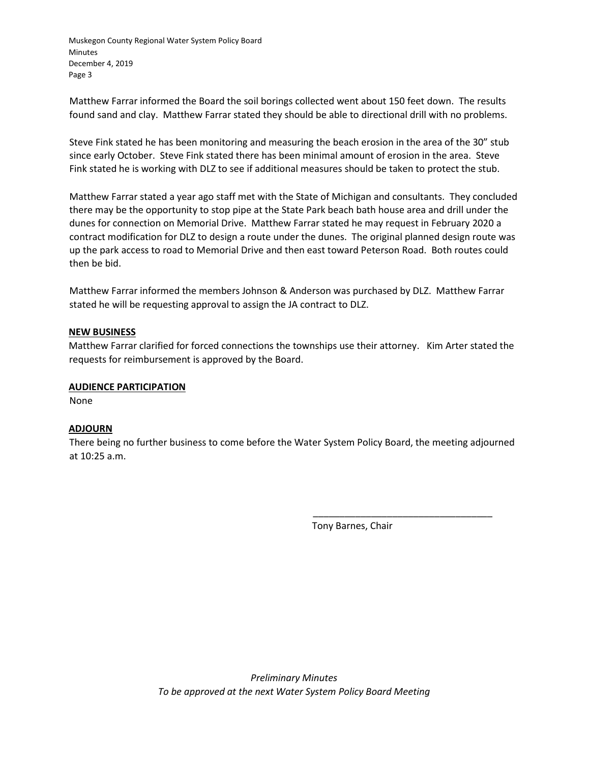Matthew Farrar informed the Board the soil borings collected went about 150 feet down. The results found sand and clay. Matthew Farrar stated they should be able to directional drill with no problems.

Steve Fink stated he has been monitoring and measuring the beach erosion in the area of the 30" stub since early October. Steve Fink stated there has been minimal amount of erosion in the area. Steve Fink stated he is working with DLZ to see if additional measures should be taken to protect the stub.

Matthew Farrar stated a year ago staff met with the State of Michigan and consultants. They concluded there may be the opportunity to stop pipe at the State Park beach bath house area and drill under the dunes for connection on Memorial Drive. Matthew Farrar stated he may request in February 2020 a contract modification for DLZ to design a route under the dunes. The original planned design route was up the park access to road to Memorial Drive and then east toward Peterson Road. Both routes could then be bid.

Matthew Farrar informed the members Johnson & Anderson was purchased by DLZ. Matthew Farrar stated he will be requesting approval to assign the JA contract to DLZ.

## NEW BUSINESS

Matthew Farrar clarified for forced connections the townships use their attorney. Kim Arter stated the requests for reimbursement is approved by the Board.

## AUDIENCE PARTICIPATION

None

## ADJOURN

There being no further business to come before the Water System Policy Board, the meeting adjourned at 10:25 a.m.

\_\_\_\_\_\_\_\_\_\_\_\_\_\_\_\_\_\_\_\_\_\_\_\_\_\_\_\_\_\_\_\_\_\_

Tony Barnes, Chair

*Preliminary Minutes*
*To be approved at the next Water System Policy Board Meeting*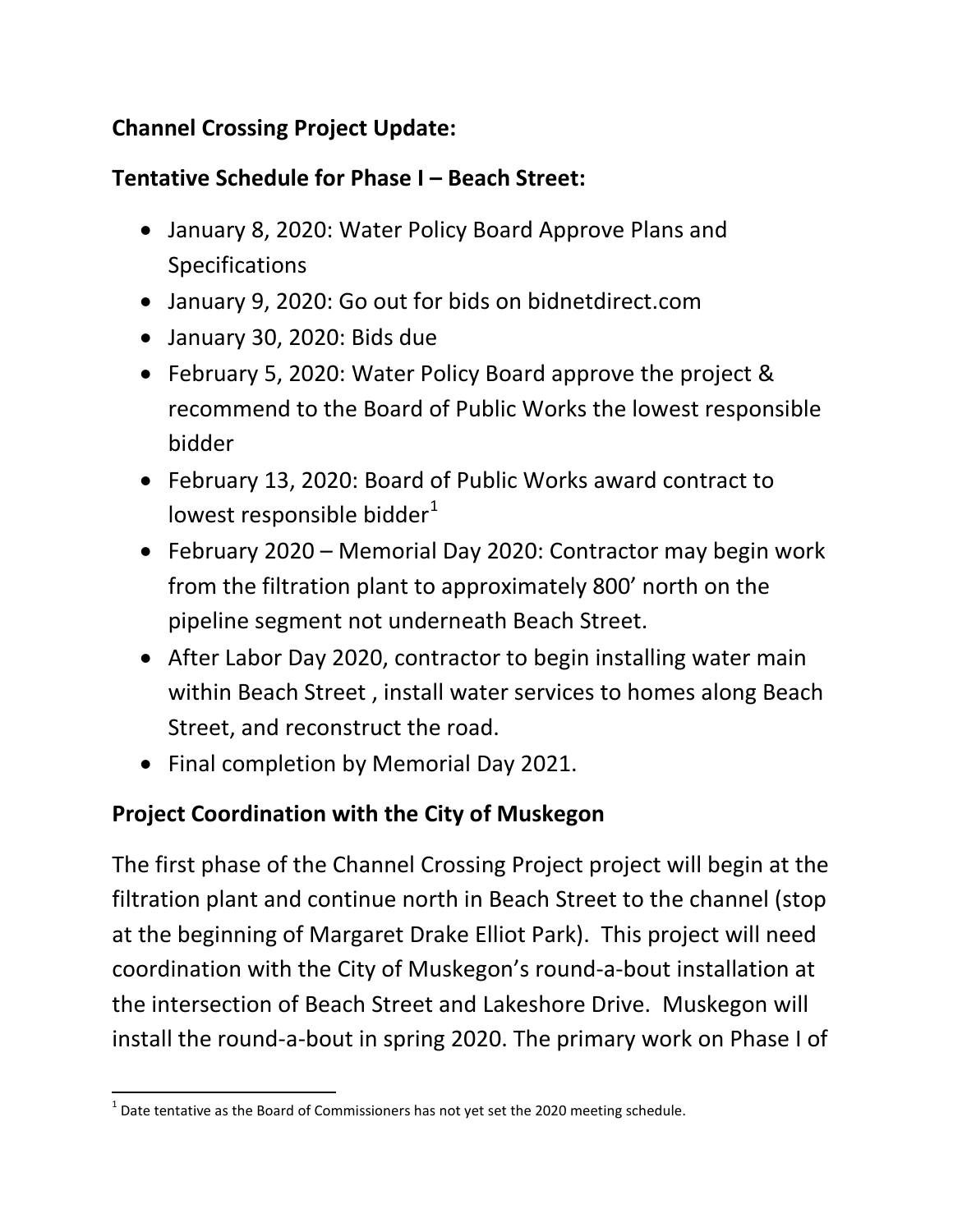**Channel Crossing Project Update:**

**Tentative Schedule for Phase I – Beach Street:**

- January 8, 2020: Water Policy Board Approve Plans and Specifications
- January 9, 2020: Go out for bids on bidnetdirect.com
- January 30, 2020: Bids due
- February 5, 2020: Water Policy Board approve the project & recommend to the Board of Public Works the lowest responsible bidder
- February 13, 2020: Board of Public Works award contract to lowest responsible bidder[1]
- February 2020 – Memorial Day 2020: Contractor may begin work from the filtration plant to approximately 800' north on the pipeline segment not underneath Beach Street.
- After Labor Day 2020, contractor to begin installing water main within Beach Street , install water services to homes along Beach Street, and reconstruct the road.
- Final completion by Memorial Day 2021.

## Project Coordination with the City of Muskegon

The first phase of the Channel Crossing Project project will begin at the filtration plant and continue north in Beach Street to the channel (stop at the beginning of Margaret Drake Elliot Park). This project will need coordination with the City of Muskegon's round-a-bout installation at the intersection of Beach Street and Lakeshore Drive. Muskegon will install the round-a-bout in spring 2020. The primary work on Phase I of

[1] Date tentative as the Board of Commissioners has not yet set the 2020 meeting schedule.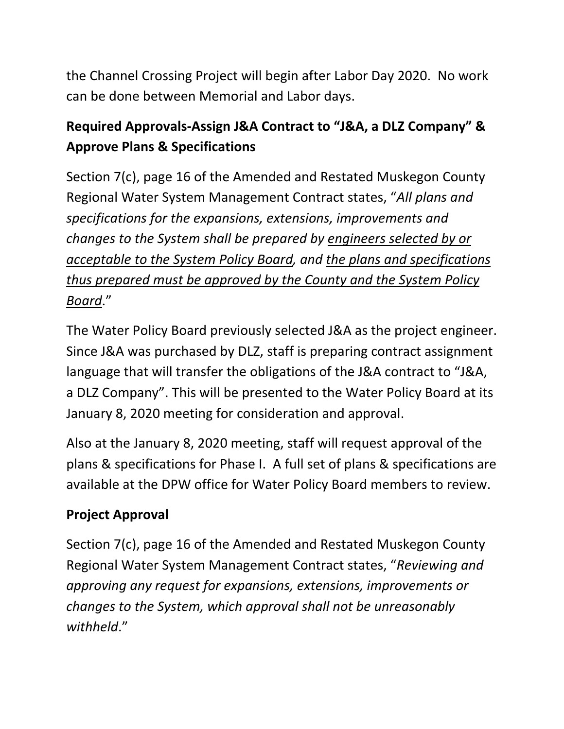the Channel Crossing Project will begin after Labor Day 2020. No work can be done between Memorial and Labor days.

## Required Approvals-Assign J&A Contract to "J&A, a DLZ Company" & Approve Plans & Specifications

Section 7(c), page 16 of the Amended and Restated Muskegon County Regional Water System Management Contract states, "*All plans and specifications for the expansions, extensions, improvements and changes to the System shall be prepared by <u>engineers selected by or acceptable to the System Policy Board</u>, and <u>the plans and specifications thus prepared must be approved by the County and the System Policy Board</u>.*"

The Water Policy Board previously selected J&A as the project engineer. Since J&A was purchased by DLZ, staff is preparing contract assignment language that will transfer the obligations of the J&A contract to "J&A, a DLZ Company". This will be presented to the Water Policy Board at its January 8, 2020 meeting for consideration and approval.

Also at the January 8, 2020 meeting, staff will request approval of the plans & specifications for Phase I. A full set of plans & specifications are available at the DPW office for Water Policy Board members to review.

## Project Approval

Section 7(c), page 16 of the Amended and Restated Muskegon County Regional Water System Management Contract states, "*Reviewing and approving any request for expansions, extensions, improvements or changes to the System, which approval shall not be unreasonably withheld*."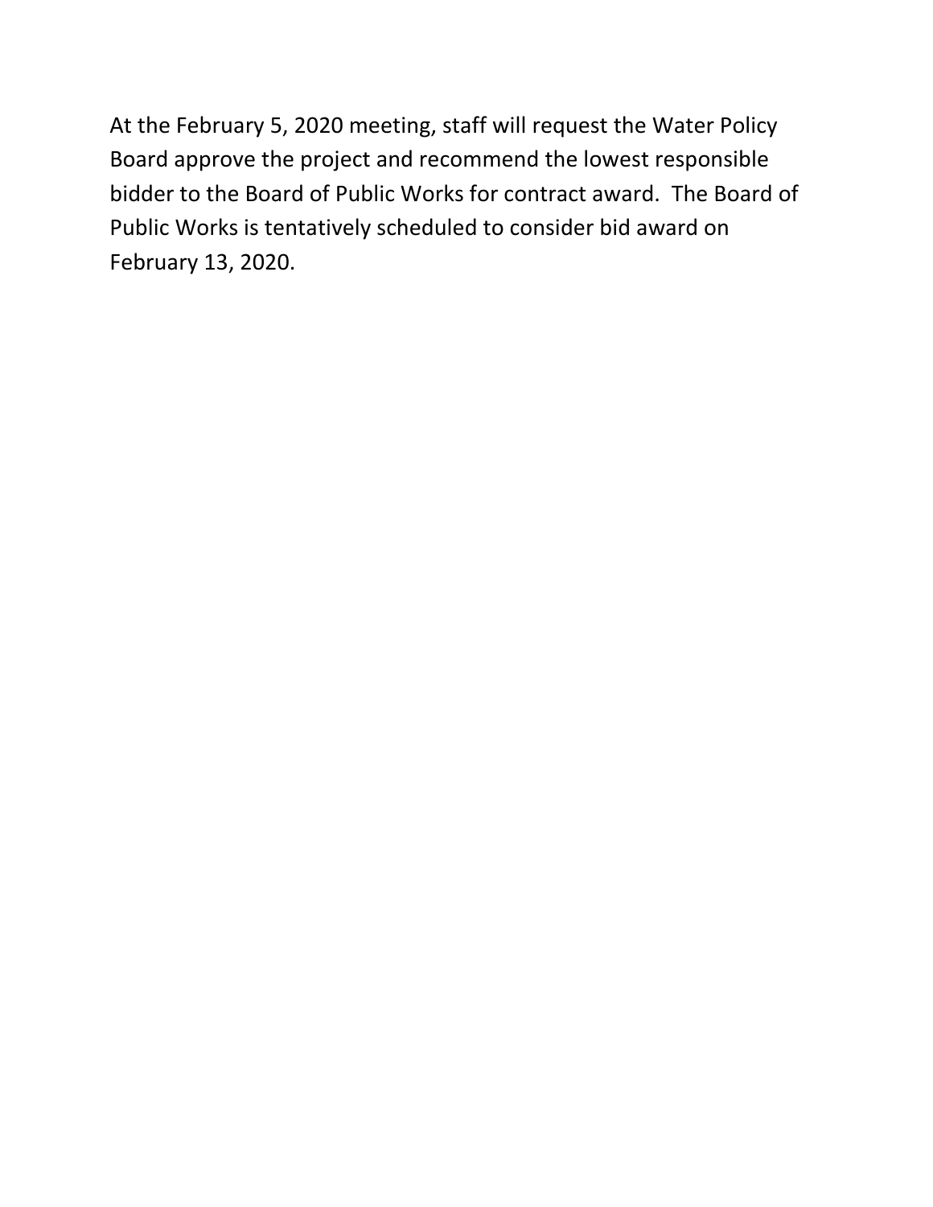At the February 5, 2020 meeting, staff will request the Water Policy Board approve the project and recommend the lowest responsible bidder to the Board of Public Works for contract award. The Board of Public Works is tentatively scheduled to consider bid award on February 13, 2020.